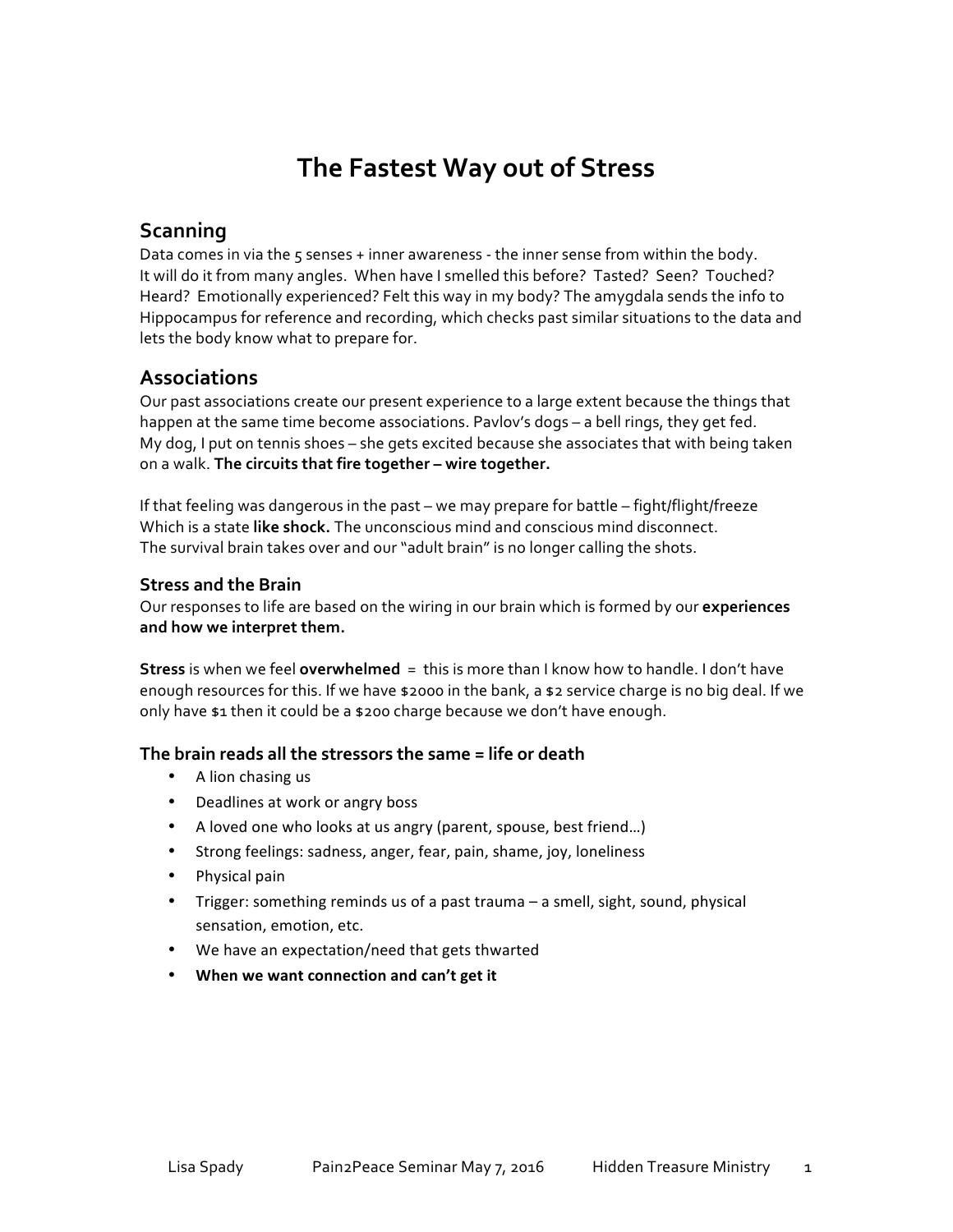# The Fastest Way out of Stress

## Scanning

Data comes in via the 5 senses + inner awareness - the inner sense from within the body. It will do it from many angles. When have I smelled this before? Tasted? Seen? Touched? Heard? Emotionally experienced? Felt this way in my body? The amygdala sends the info to Hippocampus for reference and recording, which checks past similar situations to the data and lets the body know what to prepare for.

## Associations

Our past associations create our present experience to a large extent because the things that happen at the same time become associations. Pavlov's dogs – a bell rings, they get fed. My dog, I put on tennis shoes – she gets excited because she associates that with being taken on a walk. **The circuits that fire together – wire together.**

If that feeling was dangerous in the past – we may prepare for battle – fight/flight/freeze Which is a state **like shock.** The unconscious mind and conscious mind disconnect. The survival brain takes over and our "adult brain" is no longer calling the shots.

### Stress and the Brain

Our responses to life are based on the wiring in our brain which is formed by our **experiences and how we interpret them.**

**Stress** is when we feel **overwhelmed** = this is more than I know how to handle. I don't have enough resources for this. If we have $2000 in the bank, a $2 service charge is no big deal. If we only have $1 then it could be a $200 charge because we don't have enough.

### The brain reads all the stressors the same = life or death

- A lion chasing us
- Deadlines at work or angry boss
- A loved one who looks at us angry (parent, spouse, best friend...)
- Strong feelings: sadness, anger, fear, pain, shame, joy, loneliness
- Physical pain
- Trigger: something reminds us of a past trauma – a smell, sight, sound, physical sensation, emotion, etc.
- We have an expectation/need that gets thwarted
- **When we want connection and can't get it**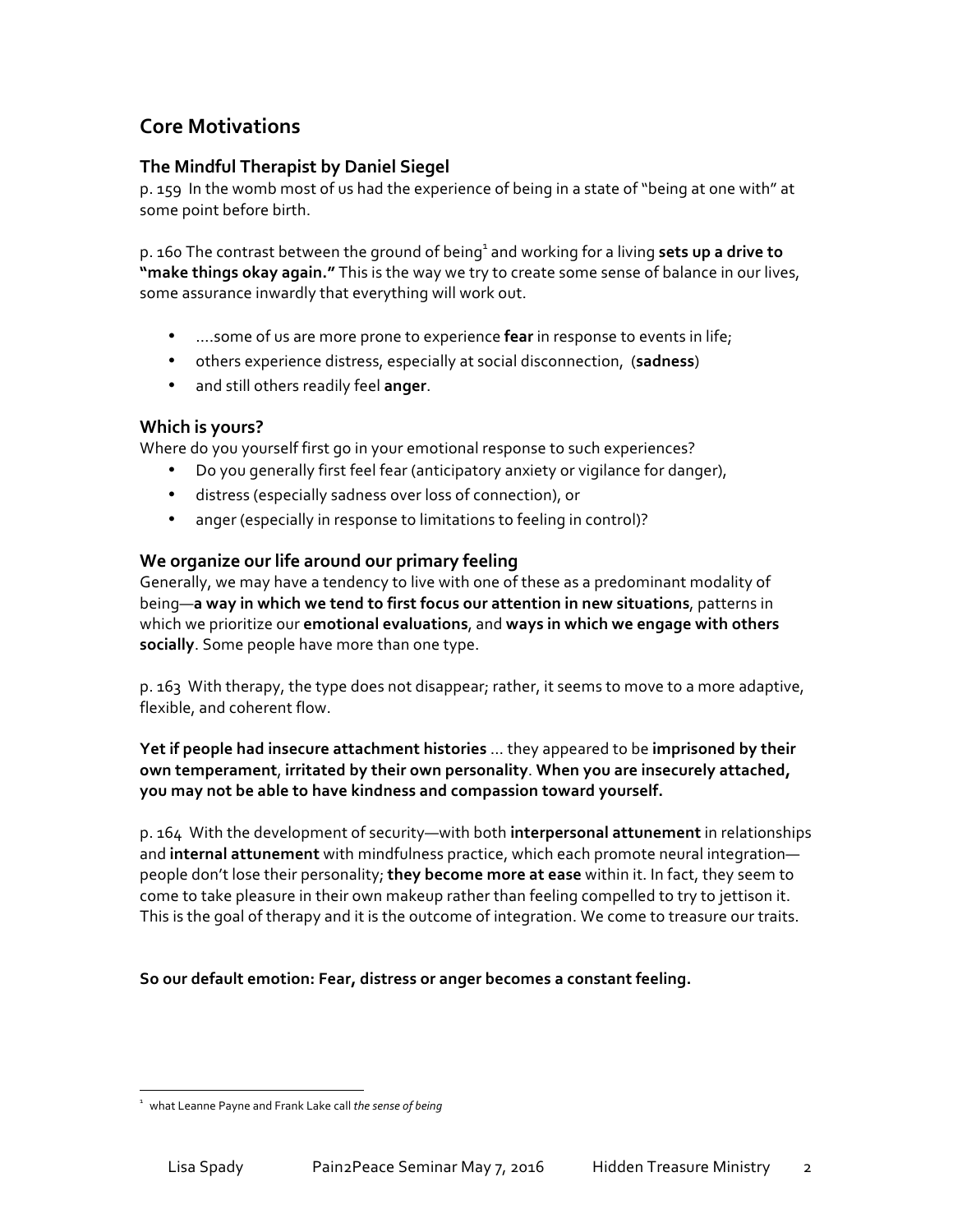## Core Motivations

### The Mindful Therapist by Daniel Siegel

p. 159 In the womb most of us had the experience of being in a state of "being at one with" at some point before birth.

p. 160 The contrast between the ground of being[1] and working for a living **sets up a drive to "make things okay again."** This is the way we try to create some sense of balance in our lives, some assurance inwardly that everything will work out.

- ....some of us are more prone to experience **fear** in response to events in life;
- others experience distress, especially at social disconnection, (**sadness**)
- and still others readily feel **anger**.

### Which is yours?

Where do you yourself first go in your emotional response to such experiences?

- Do you generally first feel fear (anticipatory anxiety or vigilance for danger),
- distress (especially sadness over loss of connection), or
- anger (especially in response to limitations to feeling in control)?

### We organize our life around our primary feeling

Generally, we may have a tendency to live with one of these as a predominant modality of being—**a way in which we tend to first focus our attention in new situations**, patterns in which we prioritize our **emotional evaluations**, and **ways in which we engage with others socially**. Some people have more than one type.

p. 163 With therapy, the type does not disappear; rather, it seems to move to a more adaptive, flexible, and coherent flow.

**Yet if people had insecure attachment histories** ... they appeared to be **imprisoned by their own temperament**, **irritated by their own personality**. **When you are insecurely attached, you may not be able to have kindness and compassion toward yourself.**

p. 164 With the development of security—with both **interpersonal attunement** in relationships and **internal attunement** with mindfulness practice, which each promote neural integration—people don't lose their personality; **they become more at ease** within it. In fact, they seem to come to take pleasure in their own makeup rather than feeling compelled to try to jettison it. This is the goal of therapy and it is the outcome of integration. We come to treasure our traits.

**So our default emotion: Fear, distress or anger becomes a constant feeling.**

---

[1] what Leanne Payne and Frank Lake call *the sense of being*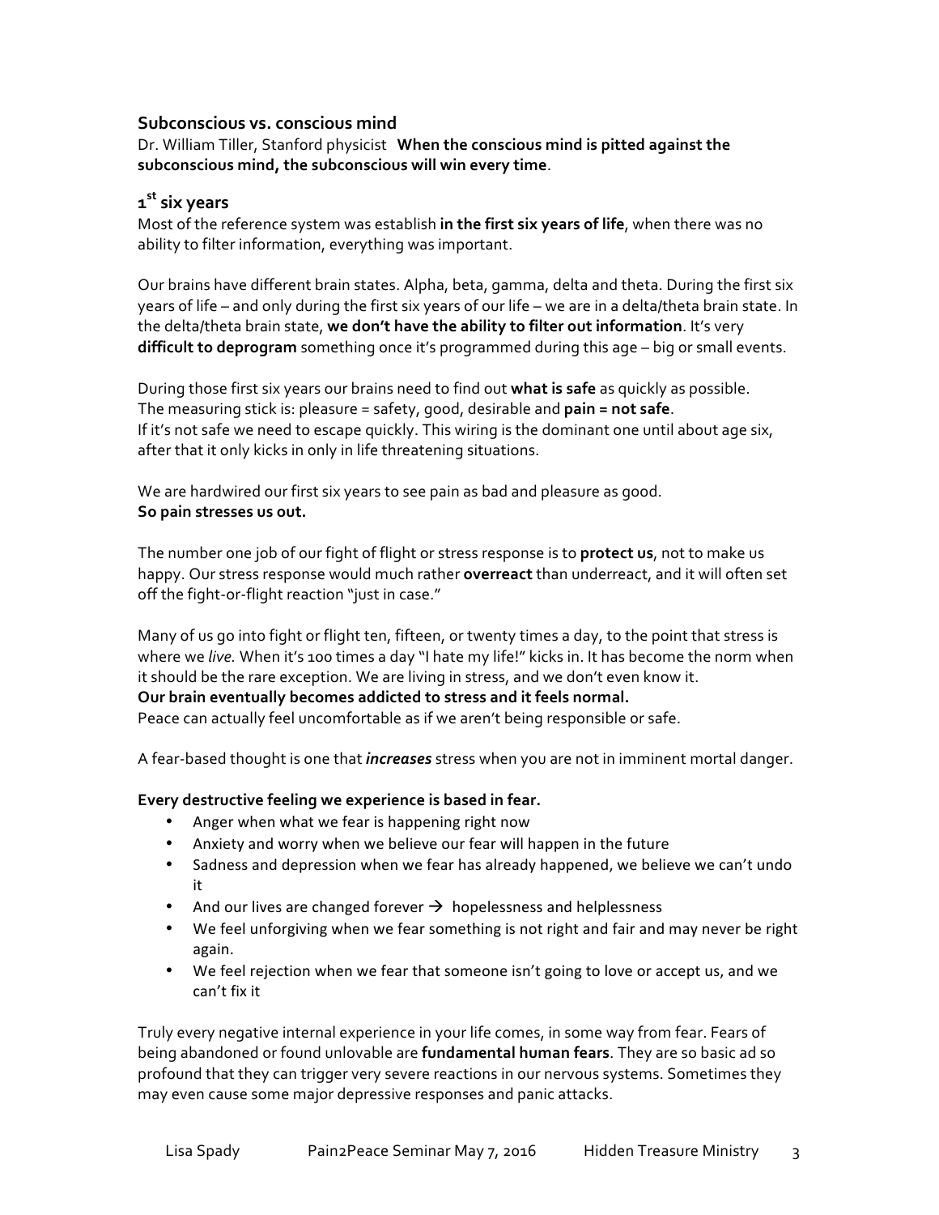### Subconscious vs. conscious mind

Dr. William Tiller, Stanford physicist **When the conscious mind is pitted against the subconscious mind, the subconscious will win every time**.

### 1st six years

Most of the reference system was establish **in the first six years of life**, when there was no ability to filter information, everything was important.

Our brains have different brain states. Alpha, beta, gamma, delta and theta. During the first six years of life – and only during the first six years of our life – we are in a delta/theta brain state. In the delta/theta brain state, **we don't have the ability to filter out information**. It's very **difficult to deprogram** something once it's programmed during this age – big or small events.

During those first six years our brains need to find out **what is safe** as quickly as possible. The measuring stick is: pleasure = safety, good, desirable and **pain = not safe**. If it's not safe we need to escape quickly. This wiring is the dominant one until about age six, after that it only kicks in only in life threatening situations.

We are hardwired our first six years to see pain as bad and pleasure as good.
**So pain stresses us out.**

The number one job of our fight of flight or stress response is to **protect us**, not to make us happy. Our stress response would much rather **overreact** than underreact, and it will often set off the fight-or-flight reaction "just in case."

Many of us go into fight or flight ten, fifteen, or twenty times a day, to the point that stress is where we *live.* When it's 100 times a day "I hate my life!" kicks in. It has become the norm when it should be the rare exception. We are living in stress, and we don't even know it.
**Our brain eventually becomes addicted to stress and it feels normal.**
Peace can actually feel uncomfortable as if we aren't being responsible or safe.

A fear-based thought is one that ***increases*** stress when you are not in imminent mortal danger.

**Every destructive feeling we experience is based in fear.**

- Anger when what we fear is happening right now
- Anxiety and worry when we believe our fear will happen in the future
- Sadness and depression when we fear has already happened, we believe we can't undo it
- And our lives are changed forever → hopelessness and helplessness
- We feel unforgiving when we fear something is not right and fair and may never be right again.
- We feel rejection when we fear that someone isn't going to love or accept us, and we can't fix it

Truly every negative internal experience in your life comes, in some way from fear. Fears of being abandoned or found unlovable are **fundamental human fears**. They are so basic ad so profound that they can trigger very severe reactions in our nervous systems. Sometimes they may even cause some major depressive responses and panic attacks.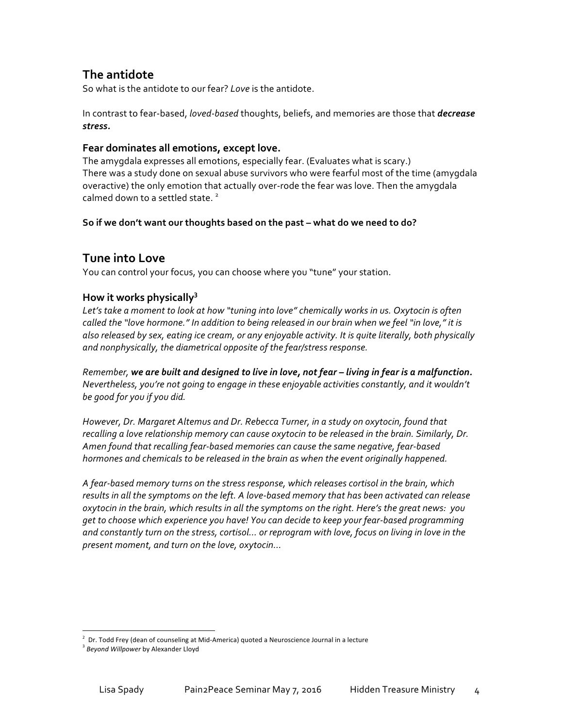## The antidote

So what is the antidote to our fear? *Love* is the antidote.

In contrast to fear-based, *loved-based* thoughts, beliefs, and memories are those that ***decrease stress.***

### Fear dominates all emotions, except love.

The amygdala expresses all emotions, especially fear. (Evaluates what is scary.)
There was a study done on sexual abuse survivors who were fearful most of the time (amygdala overactive) the only emotion that actually over-rode the fear was love. Then the amygdala calmed down to a settled state. [2]

**So if we don't want our thoughts based on the past – what do we need to do?**

## Tune into Love

You can control your focus, you can choose where you "tune" your station.

### How it works physically[3]

*Let's take a moment to look at how "tuning into love" chemically works in us. Oxytocin is often called the "love hormone." In addition to being released in our brain when we feel "in love," it is also released by sex, eating ice cream, or any enjoyable activity. It is quite literally, both physically and nonphysically, the diametrical opposite of the fear/stress response.*

*Remember, **we are built and designed to live in love, not fear – living in fear is a malfunction.** Nevertheless, you're not going to engage in these enjoyable activities constantly, and it wouldn't be good for you if you did.*

*However, Dr. Margaret Altemus and Dr. Rebecca Turner, in a study on oxytocin, found that recalling a love relationship memory can cause oxytocin to be released in the brain. Similarly, Dr. Amen found that recalling fear-based memories can cause the same negative, fear-based hormones and chemicals to be released in the brain as when the event originally happened.*

*A fear-based memory turns on the stress response, which releases cortisol in the brain, which results in all the symptoms on the left. A love-based memory that has been activated can release oxytocin in the brain, which results in all the symptoms on the right. Here's the great news: you get to choose which experience you have! You can decide to keep your fear-based programming and constantly turn on the stress, cortisol… or reprogram with love, focus on living in love in the present moment, and turn on the love, oxytocin…*

---

[2] Dr. Todd Frey (dean of counseling at Mid-America) quoted a Neuroscience Journal in a lecture

[3] *Beyond Willpower* by Alexander Lloyd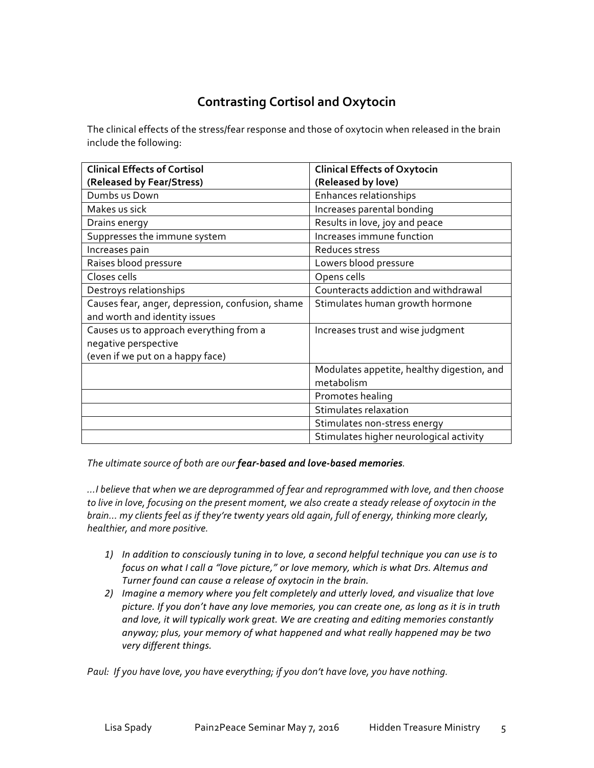## Contrasting Cortisol and Oxytocin

The clinical effects of the stress/fear response and those of oxytocin when released in the brain include the following:

| **Clinical Effects of Cortisol (Released by Fear/Stress)** | **Clinical Effects of Oxytocin (Released by love)** |
|---|---|
| Dumbs us Down | Enhances relationships |
| Makes us sick | Increases parental bonding |
| Drains energy | Results in love, joy and peace |
| Suppresses the immune system | Increases immune function |
| Increases pain | Reduces stress |
| Raises blood pressure | Lowers blood pressure |
| Closes cells | Opens cells |
| Destroys relationships | Counteracts addiction and withdrawal |
| Causes fear, anger, depression, confusion, shame and worth and identity issues | Stimulates human growth hormone |
| Causes us to approach everything from a negative perspective (even if we put on a happy face) | Increases trust and wise judgment |
| | Modulates appetite, healthy digestion, and metabolism |
| | Promotes healing |
| | Stimulates relaxation |
| | Stimulates non-stress energy |
| | Stimulates higher neurological activity |

*The ultimate source of both are our **fear-based and love-based memories**.*

*…I believe that when we are deprogrammed of fear and reprogrammed with love, and then choose to live in love, focusing on the present moment, we also create a steady release of oxytocin in the brain… my clients feel as if they're twenty years old again, full of energy, thinking more clearly, healthier, and more positive.*

1) *In addition to consciously tuning in to love, a second helpful technique you can use is to focus on what I call a "love picture," or love memory, which is what Drs. Altemus and Turner found can cause a release of oxytocin in the brain.*
2) *Imagine a memory where you felt completely and utterly loved, and visualize that love picture. If you don't have any love memories, you can create one, as long as it is in truth and love, it will typically work great. We are creating and editing memories constantly anyway; plus, your memory of what happened and what really happened may be two very different things.*

*Paul: If you have love, you have everything; if you don't have love, you have nothing.*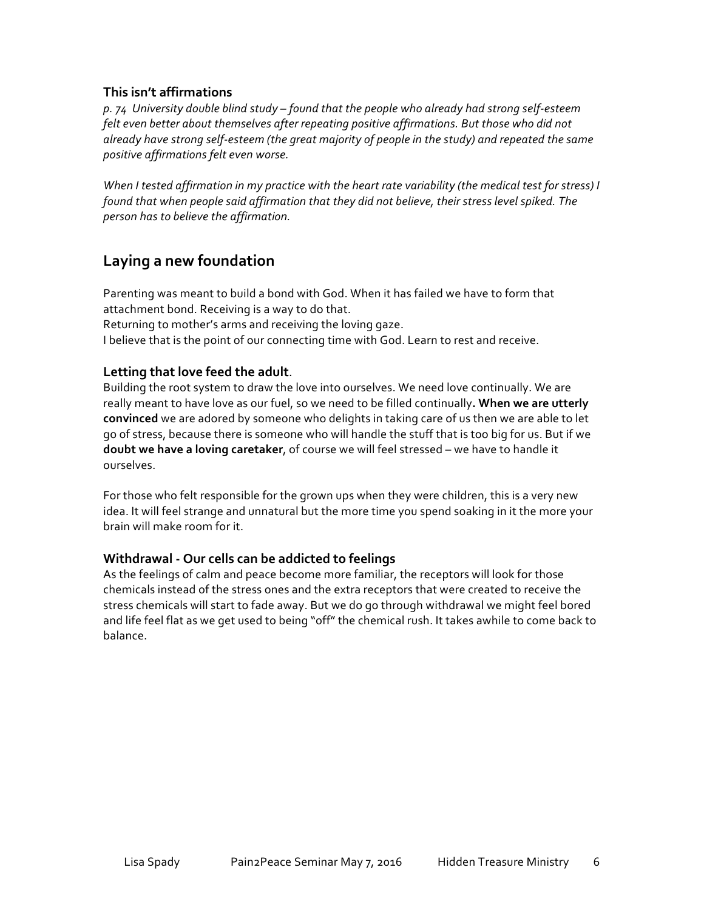### This isn't affirmations

*p. 74 University double blind study – found that the people who already had strong self-esteem felt even better about themselves after repeating positive affirmations. But those who did not already have strong self-esteem (the great majority of people in the study) and repeated the same positive affirmations felt even worse.*

*When I tested affirmation in my practice with the heart rate variability (the medical test for stress) I found that when people said affirmation that they did not believe, their stress level spiked. The person has to believe the affirmation.*

## Laying a new foundation

Parenting was meant to build a bond with God. When it has failed we have to form that attachment bond. Receiving is a way to do that.
Returning to mother's arms and receiving the loving gaze.
I believe that is the point of our connecting time with God. Learn to rest and receive.

### Letting that love feed the adult.

Building the root system to draw the love into ourselves. We need love continually. We are really meant to have love as our fuel, so we need to be filled continually**. When we are utterly convinced** we are adored by someone who delights in taking care of us then we are able to let go of stress, because there is someone who will handle the stuff that is too big for us. But if we **doubt we have a loving caretaker**, of course we will feel stressed – we have to handle it ourselves.

For those who felt responsible for the grown ups when they were children, this is a very new idea. It will feel strange and unnatural but the more time you spend soaking in it the more your brain will make room for it.

### Withdrawal - Our cells can be addicted to feelings

As the feelings of calm and peace become more familiar, the receptors will look for those chemicals instead of the stress ones and the extra receptors that were created to receive the stress chemicals will start to fade away. But we do go through withdrawal we might feel bored and life feel flat as we get used to being "off" the chemical rush. It takes awhile to come back to balance.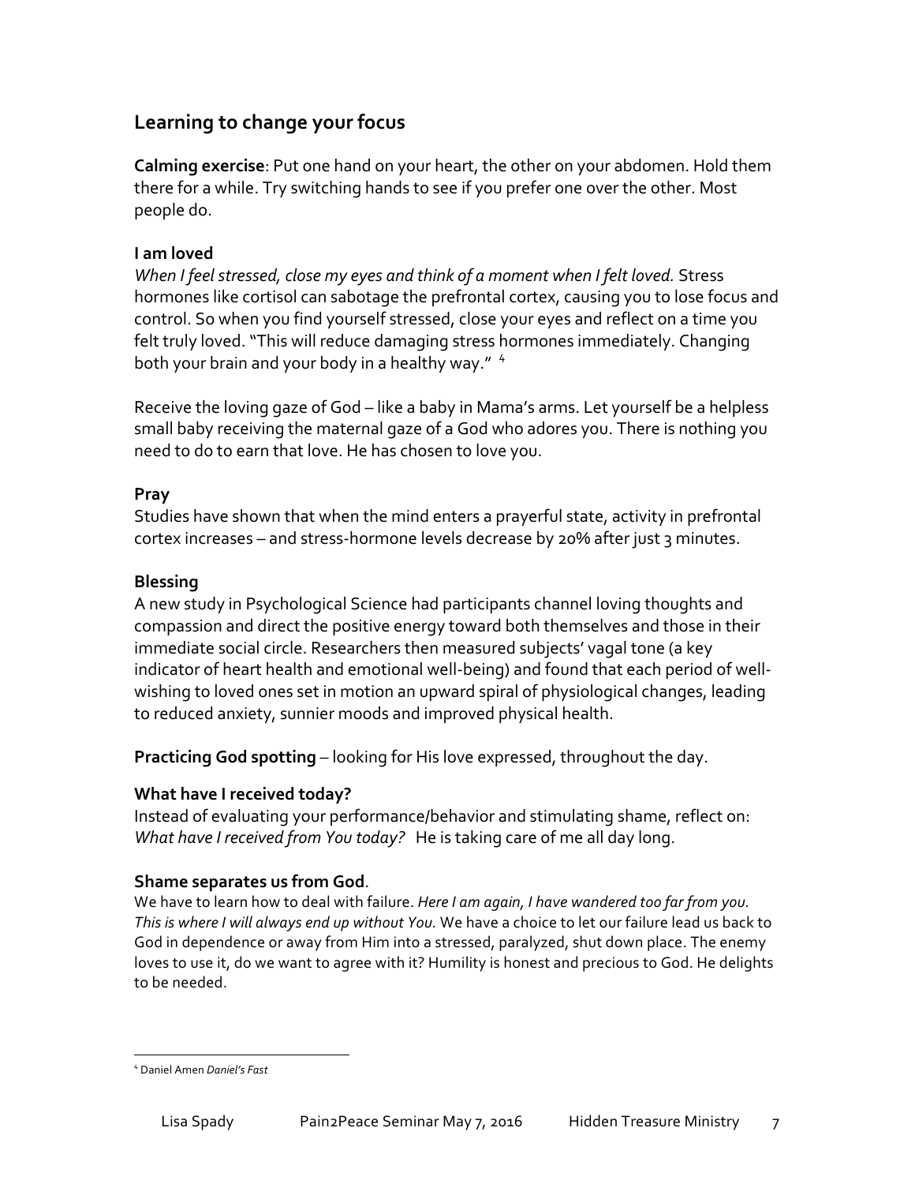## Learning to change your focus

**Calming exercise**: Put one hand on your heart, the other on your abdomen. Hold them there for a while. Try switching hands to see if you prefer one over the other. Most people do.

### I am loved

*When I feel stressed, close my eyes and think of a moment when I felt loved.* Stress hormones like cortisol can sabotage the prefrontal cortex, causing you to lose focus and control. So when you find yourself stressed, close your eyes and reflect on a time you felt truly loved. "This will reduce damaging stress hormones immediately. Changing both your brain and your body in a healthy way." [4]

Receive the loving gaze of God – like a baby in Mama's arms. Let yourself be a helpless small baby receiving the maternal gaze of a God who adores you. There is nothing you need to do to earn that love. He has chosen to love you.

### Pray

Studies have shown that when the mind enters a prayerful state, activity in prefrontal cortex increases – and stress-hormone levels decrease by 20% after just 3 minutes.

### Blessing

A new study in Psychological Science had participants channel loving thoughts and compassion and direct the positive energy toward both themselves and those in their immediate social circle. Researchers then measured subjects' vagal tone (a key indicator of heart health and emotional well-being) and found that each period of well-wishing to loved ones set in motion an upward spiral of physiological changes, leading to reduced anxiety, sunnier moods and improved physical health.

**Practicing God spotting** – looking for His love expressed, throughout the day.

### What have I received today?

Instead of evaluating your performance/behavior and stimulating shame, reflect on: *What have I received from You today?* He is taking care of me all day long.

### Shame separates us from God.

We have to learn how to deal with failure. *Here I am again, I have wandered too far from you. This is where I will always end up without You.* We have a choice to let our failure lead us back to God in dependence or away from Him into a stressed, paralyzed, shut down place. The enemy loves to use it, do we want to agree with it? Humility is honest and precious to God. He delights to be needed.

---

[4] Daniel Amen *Daniel's Fast*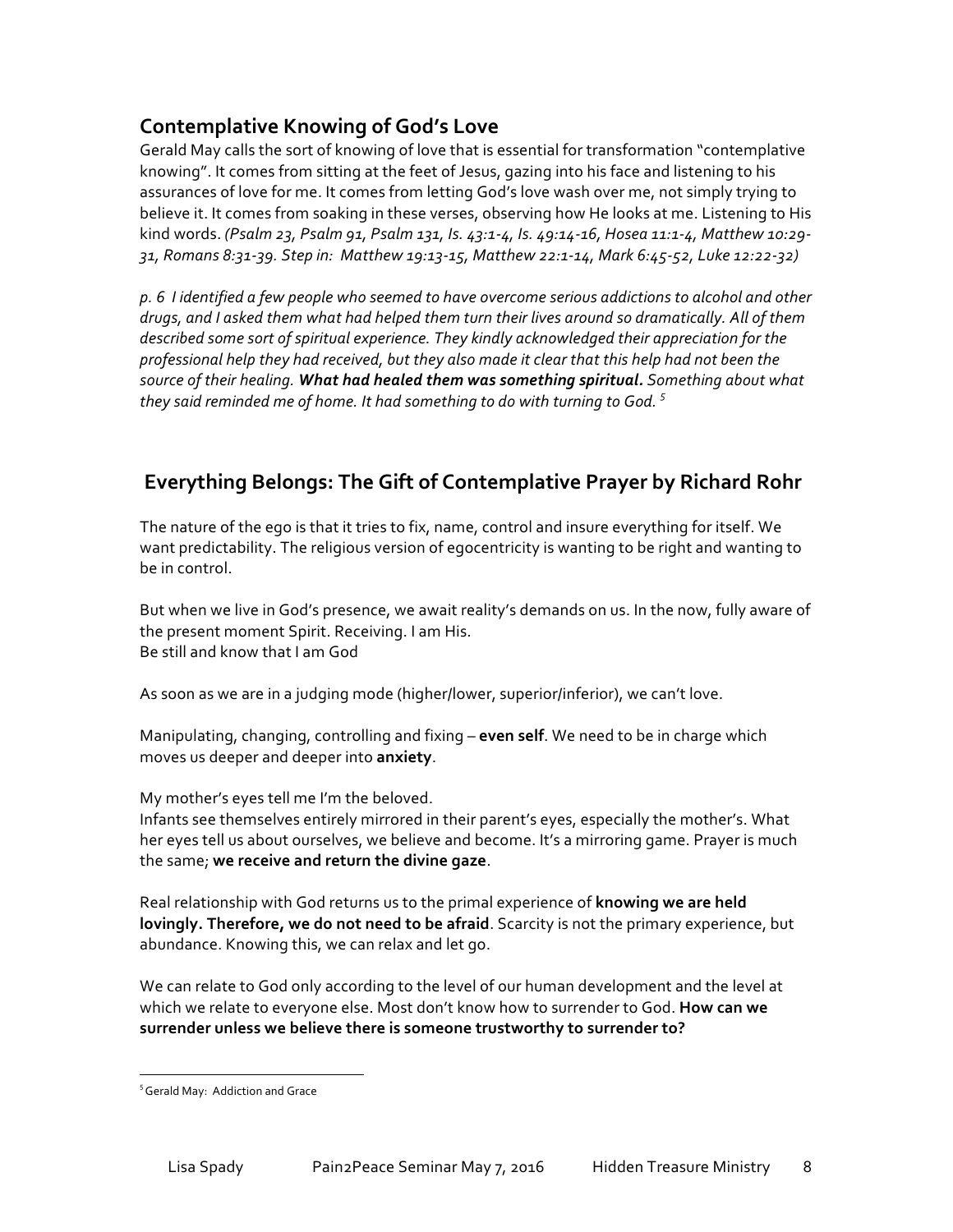## Contemplative Knowing of God's Love

Gerald May calls the sort of knowing of love that is essential for transformation "contemplative knowing". It comes from sitting at the feet of Jesus, gazing into his face and listening to his assurances of love for me. It comes from letting God's love wash over me, not simply trying to believe it. It comes from soaking in these verses, observing how He looks at me. Listening to His kind words. *(Psalm 23, Psalm 91, Psalm 131, Is. 43:1-4, Is. 49:14-16, Hosea 11:1-4, Matthew 10:29-31, Romans 8:31-39. Step in: Matthew 19:13-15, Matthew 22:1-14, Mark 6:45-52, Luke 12:22-32)*

*p. 6 I identified a few people who seemed to have overcome serious addictions to alcohol and other drugs, and I asked them what had helped them turn their lives around so dramatically. All of them described some sort of spiritual experience. They kindly acknowledged their appreciation for the professional help they had received, but they also made it clear that this help had not been the source of their healing.* ***What had healed them was something spiritual.*** *Something about what they said reminded me of home. It had something to do with turning to God.* [5]

## Everything Belongs: The Gift of Contemplative Prayer by Richard Rohr

The nature of the ego is that it tries to fix, name, control and insure everything for itself. We want predictability. The religious version of egocentricity is wanting to be right and wanting to be in control.

But when we live in God's presence, we await reality's demands on us. In the now, fully aware of the present moment Spirit. Receiving. I am His.
Be still and know that I am God

As soon as we are in a judging mode (higher/lower, superior/inferior), we can't love.

Manipulating, changing, controlling and fixing – **even self**. We need to be in charge which moves us deeper and deeper into **anxiety**.

My mother's eyes tell me I'm the beloved.
Infants see themselves entirely mirrored in their parent's eyes, especially the mother's. What her eyes tell us about ourselves, we believe and become. It's a mirroring game. Prayer is much the same; **we receive and return the divine gaze**.

Real relationship with God returns us to the primal experience of **knowing we are held lovingly. Therefore, we do not need to be afraid**. Scarcity is not the primary experience, but abundance. Knowing this, we can relax and let go.

We can relate to God only according to the level of our human development and the level at which we relate to everyone else. Most don't know how to surrender to God. **How can we surrender unless we believe there is someone trustworthy to surrender to?**

---

[5] Gerald May: Addiction and Grace